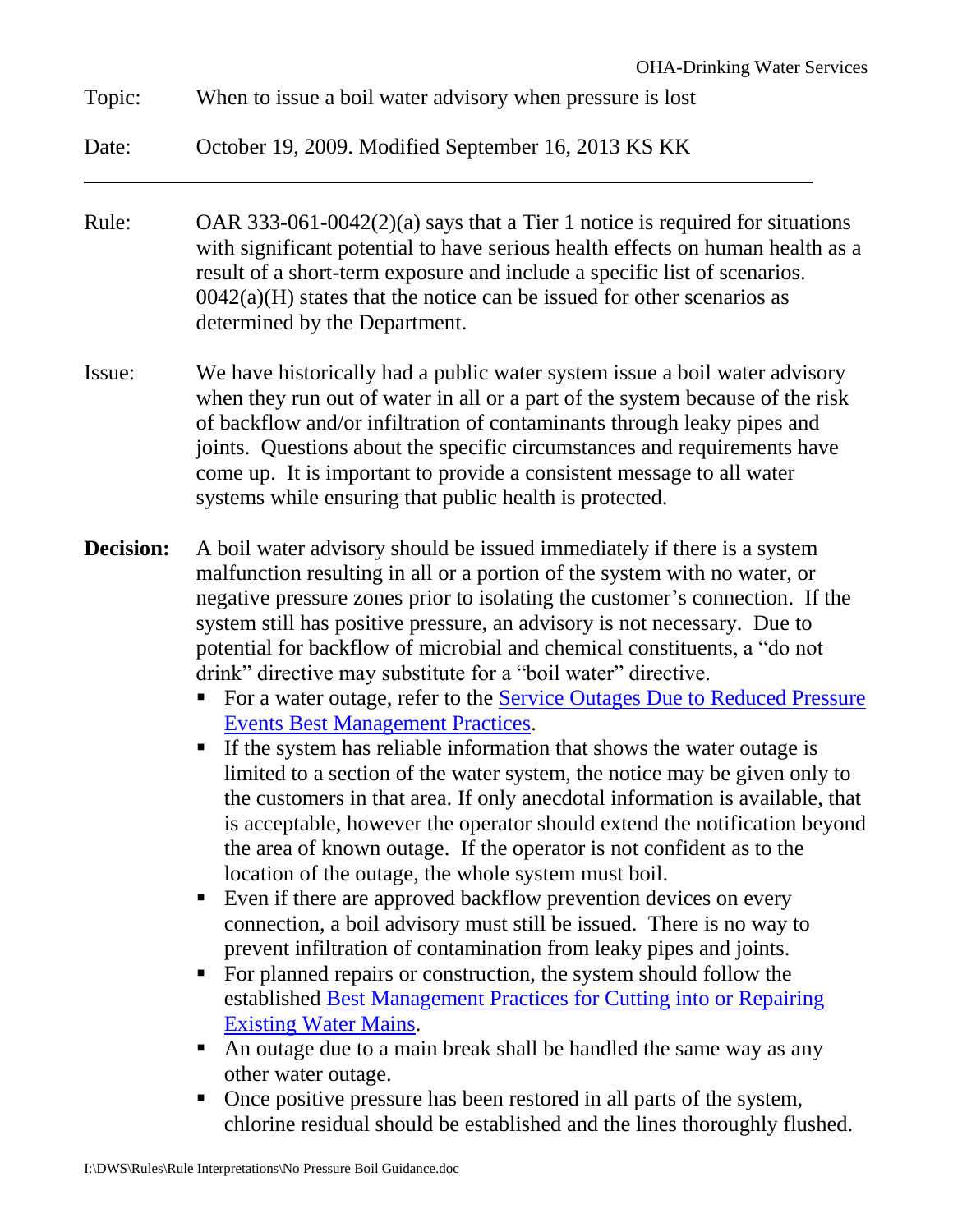OHA-Drinking Water Services

**Topic:** When to issue a boil water advisory when pressure is lost

**Date:** October 19, 2009. Modified September 16, 2013 KS KK

---

**Rule:** OAR 333-061-0042(2)(a) says that a Tier 1 notice is required for situations with significant potential to have serious health effects on human health as a result of a short-term exposure and include a specific list of scenarios. 0042(a)(H) states that the notice can be issued for other scenarios as determined by the Department.

**Issue:** We have historically had a public water system issue a boil water advisory when they run out of water in all or a part of the system because of the risk of backflow and/or infiltration of contaminants through leaky pipes and joints. Questions about the specific circumstances and requirements have come up. It is important to provide a consistent message to all water systems while ensuring that public health is protected.

**Decision:** A boil water advisory should be issued immediately if there is a system malfunction resulting in all or a portion of the system with no water, or negative pressure zones prior to isolating the customer's connection. If the system still has positive pressure, an advisory is not necessary. Due to potential for backflow of microbial and chemical constituents, a "do not drink" directive may substitute for a "boil water" directive.

- For a water outage, refer to the [Service Outages Due to Reduced Pressure Events Best Management Practices]().
- If the system has reliable information that shows the water outage is limited to a section of the water system, the notice may be given only to the customers in that area. If only anecdotal information is available, that is acceptable, however the operator should extend the notification beyond the area of known outage. If the operator is not confident as to the location of the outage, the whole system must boil.
- Even if there are approved backflow prevention devices on every connection, a boil advisory must still be issued. There is no way to prevent infiltration of contamination from leaky pipes and joints.
- For planned repairs or construction, the system should follow the established [Best Management Practices for Cutting into or Repairing Existing Water Mains]().
- An outage due to a main break shall be handled the same way as any other water outage.
- Once positive pressure has been restored in all parts of the system, chlorine residual should be established and the lines thoroughly flushed.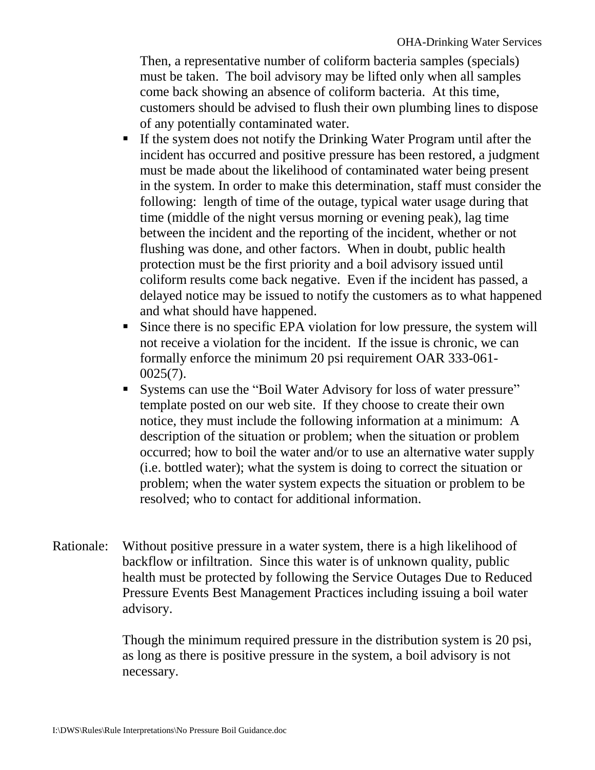Then, a representative number of coliform bacteria samples (specials) must be taken. The boil advisory may be lifted only when all samples come back showing an absence of coliform bacteria. At this time, customers should be advised to flush their own plumbing lines to dispose of any potentially contaminated water.

- If the system does not notify the Drinking Water Program until after the incident has occurred and positive pressure has been restored, a judgment must be made about the likelihood of contaminated water being present in the system. In order to make this determination, staff must consider the following: length of time of the outage, typical water usage during that time (middle of the night versus morning or evening peak), lag time between the incident and the reporting of the incident, whether or not flushing was done, and other factors. When in doubt, public health protection must be the first priority and a boil advisory issued until coliform results come back negative. Even if the incident has passed, a delayed notice may be issued to notify the customers as to what happened and what should have happened.
- Since there is no specific EPA violation for low pressure, the system will not receive a violation for the incident. If the issue is chronic, we can formally enforce the minimum 20 psi requirement OAR 333-061-0025(7).
- Systems can use the "Boil Water Advisory for loss of water pressure" template posted on our web site. If they choose to create their own notice, they must include the following information at a minimum: A description of the situation or problem; when the situation or problem occurred; how to boil the water and/or to use an alternative water supply (i.e. bottled water); what the system is doing to correct the situation or problem; when the water system expects the situation or problem to be resolved; who to contact for additional information.

Rationale: Without positive pressure in a water system, there is a high likelihood of backflow or infiltration. Since this water is of unknown quality, public health must be protected by following the Service Outages Due to Reduced Pressure Events Best Management Practices including issuing a boil water advisory.

Though the minimum required pressure in the distribution system is 20 psi, as long as there is positive pressure in the system, a boil advisory is not necessary.